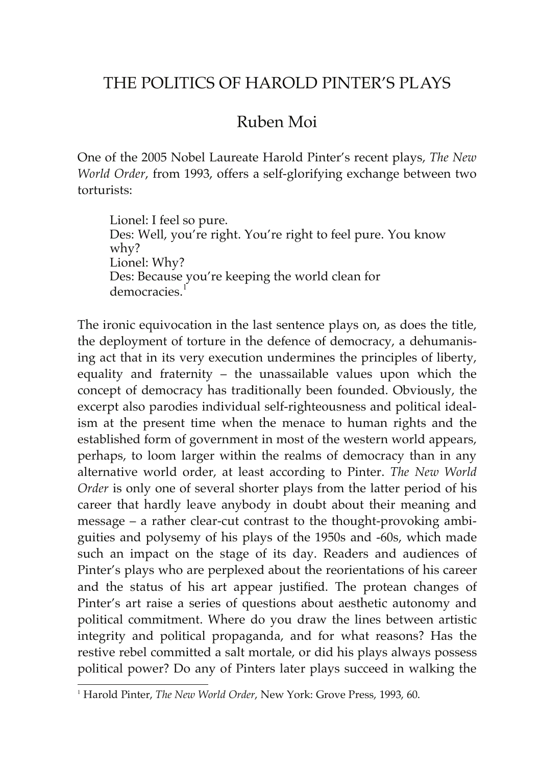# THE POLITICS OF HAROLD PINTER'S PLAYS

## Ruben Moi

One of the 2005 Nobel Laureate Harold Pinter's recent plays, *The New World Order*, from 1993, offers a self-glorifying exchange between two torturists:

> Lionel: I feel so pure.
> Des: Well, you're right. You're right to feel pure. You know why?
> Lionel: Why?
> Des: Because you're keeping the world clean for democracies.[1]

The ironic equivocation in the last sentence plays on, as does the title, the deployment of torture in the defence of democracy, a dehumanising act that in its very execution undermines the principles of liberty, equality and fraternity – the unassailable values upon which the concept of democracy has traditionally been founded. Obviously, the excerpt also parodies individual self-righteousness and political idealism at the present time when the menace to human rights and the established form of government in most of the western world appears, perhaps, to loom larger within the realms of democracy than in any alternative world order, at least according to Pinter. *The New World Order* is only one of several shorter plays from the latter period of his career that hardly leave anybody in doubt about their meaning and message – a rather clear-cut contrast to the thought-provoking ambiguities and polysemy of his plays of the 1950s and -60s, which made such an impact on the stage of its day. Readers and audiences of Pinter's plays who are perplexed about the reorientations of his career and the status of his art appear justified. The protean changes of Pinter's art raise a series of questions about aesthetic autonomy and political commitment. Where do you draw the lines between artistic integrity and political propaganda, and for what reasons? Has the restive rebel committed a salt mortale, or did his plays always possess political power? Do any of Pinters later plays succeed in walking the

[1] Harold Pinter, *The New World Order*, New York: Grove Press, 1993, 60.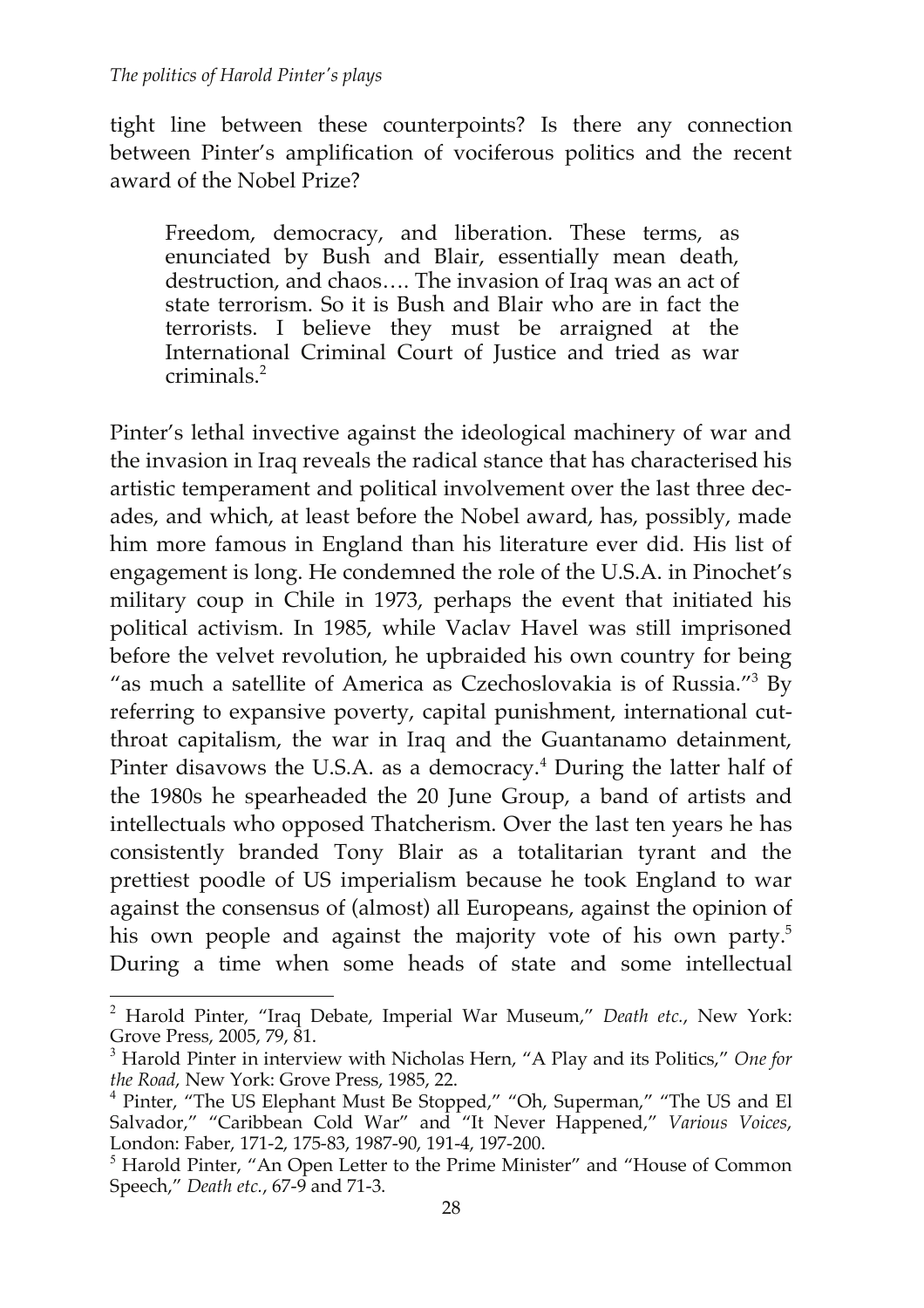tight line between these counterpoints? Is there any connection between Pinter's amplification of vociferous politics and the recent award of the Nobel Prize?

> Freedom, democracy, and liberation. These terms, as enunciated by Bush and Blair, essentially mean death, destruction, and chaos…. The invasion of Iraq was an act of state terrorism. So it is Bush and Blair who are in fact the terrorists. I believe they must be arraigned at the International Criminal Court of Justice and tried as war criminals.[2]

Pinter's lethal invective against the ideological machinery of war and the invasion in Iraq reveals the radical stance that has characterised his artistic temperament and political involvement over the last three decades, and which, at least before the Nobel award, has, possibly, made him more famous in England than his literature ever did. His list of engagement is long. He condemned the role of the U.S.A. in Pinochet's military coup in Chile in 1973, perhaps the event that initiated his political activism. In 1985, while Vaclav Havel was still imprisoned before the velvet revolution, he upbraided his own country for being "as much a satellite of America as Czechoslovakia is of Russia."[3] By referring to expansive poverty, capital punishment, international cut-throat capitalism, the war in Iraq and the Guantanamo detainment, Pinter disavows the U.S.A. as a democracy.[4] During the latter half of the 1980s he spearheaded the 20 June Group, a band of artists and intellectuals who opposed Thatcherism. Over the last ten years he has consistently branded Tony Blair as a totalitarian tyrant and the prettiest poodle of US imperialism because he took England to war against the consensus of (almost) all Europeans, against the opinion of his own people and against the majority vote of his own party.[5] During a time when some heads of state and some intellectual

---

[2] Harold Pinter, "Iraq Debate, Imperial War Museum," *Death etc.*, New York: Grove Press, 2005, 79, 81.

[3] Harold Pinter in interview with Nicholas Hern, "A Play and its Politics," *One for the Road*, New York: Grove Press, 1985, 22.

[4] Pinter, "The US Elephant Must Be Stopped," "Oh, Superman," "The US and El Salvador," "Caribbean Cold War" and "It Never Happened," *Various Voices*, London: Faber, 171-2, 175-83, 1987-90, 191-4, 197-200.

[5] Harold Pinter, "An Open Letter to the Prime Minister" and "House of Common Speech," *Death etc.*, 67-9 and 71-3.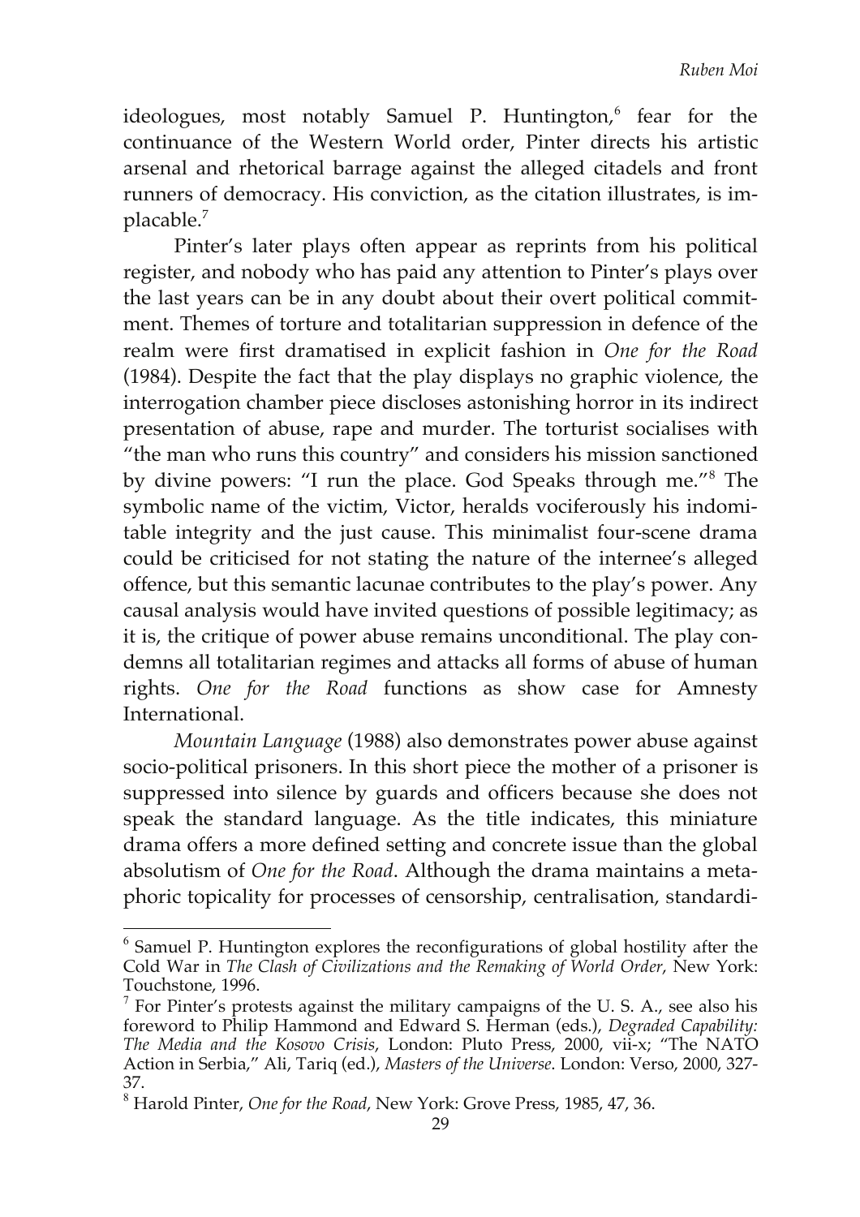ideologues, most notably Samuel P. Huntington,[6] fear for the continuance of the Western World order, Pinter directs his artistic arsenal and rhetorical barrage against the alleged citadels and front runners of democracy. His conviction, as the citation illustrates, is implacable.[7]

Pinter's later plays often appear as reprints from his political register, and nobody who has paid any attention to Pinter's plays over the last years can be in any doubt about their overt political commitment. Themes of torture and totalitarian suppression in defence of the realm were first dramatised in explicit fashion in *One for the Road* (1984). Despite the fact that the play displays no graphic violence, the interrogation chamber piece discloses astonishing horror in its indirect presentation of abuse, rape and murder. The torturist socialises with "the man who runs this country" and considers his mission sanctioned by divine powers: "I run the place. God Speaks through me."[8] The symbolic name of the victim, Victor, heralds vociferously his indomitable integrity and the just cause. This minimalist four-scene drama could be criticised for not stating the nature of the internee's alleged offence, but this semantic lacunae contributes to the play's power. Any causal analysis would have invited questions of possible legitimacy; as it is, the critique of power abuse remains unconditional. The play condemns all totalitarian regimes and attacks all forms of abuse of human rights. *One for the Road* functions as show case for Amnesty International.

*Mountain Language* (1988) also demonstrates power abuse against socio-political prisoners. In this short piece the mother of a prisoner is suppressed into silence by guards and officers because she does not speak the standard language. As the title indicates, this miniature drama offers a more defined setting and concrete issue than the global absolutism of *One for the Road*. Although the drama maintains a metaphoric topicality for processes of censorship, centralisation, standardi-

---

[6] Samuel P. Huntington explores the reconfigurations of global hostility after the Cold War in *The Clash of Civilizations and the Remaking of World Order*, New York: Touchstone, 1996.

[7] For Pinter's protests against the military campaigns of the U. S. A., see also his foreword to Philip Hammond and Edward S. Herman (eds.), *Degraded Capability: The Media and the Kosovo Crisis*, London: Pluto Press, 2000, vii-x; "The NATO Action in Serbia," Ali, Tariq (ed.), *Masters of the Universe*. London: Verso, 2000, 327-37.

[8] Harold Pinter, *One for the Road*, New York: Grove Press, 1985, 47, 36.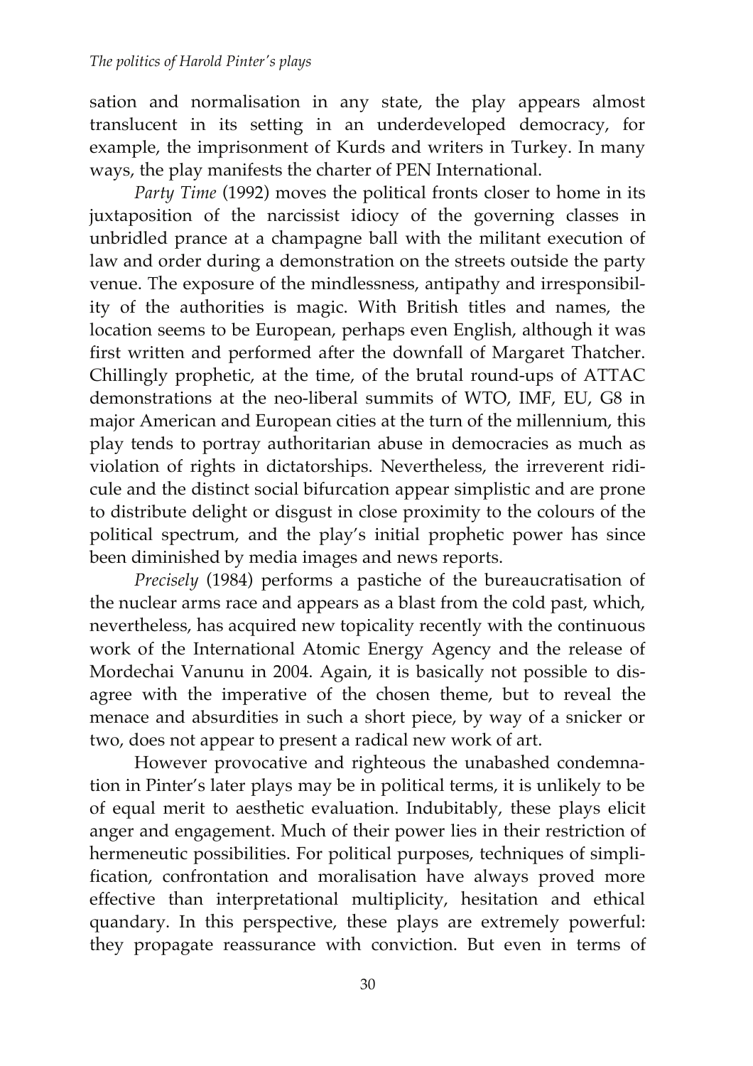sation and normalisation in any state, the play appears almost translucent in its setting in an underdeveloped democracy, for example, the imprisonment of Kurds and writers in Turkey. In many ways, the play manifests the charter of PEN International.

*Party Time* (1992) moves the political fronts closer to home in its juxtaposition of the narcissist idiocy of the governing classes in unbridled prance at a champagne ball with the militant execution of law and order during a demonstration on the streets outside the party venue. The exposure of the mindlessness, antipathy and irresponsibility of the authorities is magic. With British titles and names, the location seems to be European, perhaps even English, although it was first written and performed after the downfall of Margaret Thatcher. Chillingly prophetic, at the time, of the brutal round-ups of ATTAC demonstrations at the neo-liberal summits of WTO, IMF, EU, G8 in major American and European cities at the turn of the millennium, this play tends to portray authoritarian abuse in democracies as much as violation of rights in dictatorships. Nevertheless, the irreverent ridicule and the distinct social bifurcation appear simplistic and are prone to distribute delight or disgust in close proximity to the colours of the political spectrum, and the play's initial prophetic power has since been diminished by media images and news reports.

*Precisely* (1984) performs a pastiche of the bureaucratisation of the nuclear arms race and appears as a blast from the cold past, which, nevertheless, has acquired new topicality recently with the continuous work of the International Atomic Energy Agency and the release of Mordechai Vanunu in 2004. Again, it is basically not possible to disagree with the imperative of the chosen theme, but to reveal the menace and absurdities in such a short piece, by way of a snicker or two, does not appear to present a radical new work of art.

However provocative and righteous the unabashed condemnation in Pinter's later plays may be in political terms, it is unlikely to be of equal merit to aesthetic evaluation. Indubitably, these plays elicit anger and engagement. Much of their power lies in their restriction of hermeneutic possibilities. For political purposes, techniques of simplification, confrontation and moralisation have always proved more effective than interpretational multiplicity, hesitation and ethical quandary. In this perspective, these plays are extremely powerful: they propagate reassurance with conviction. But even in terms of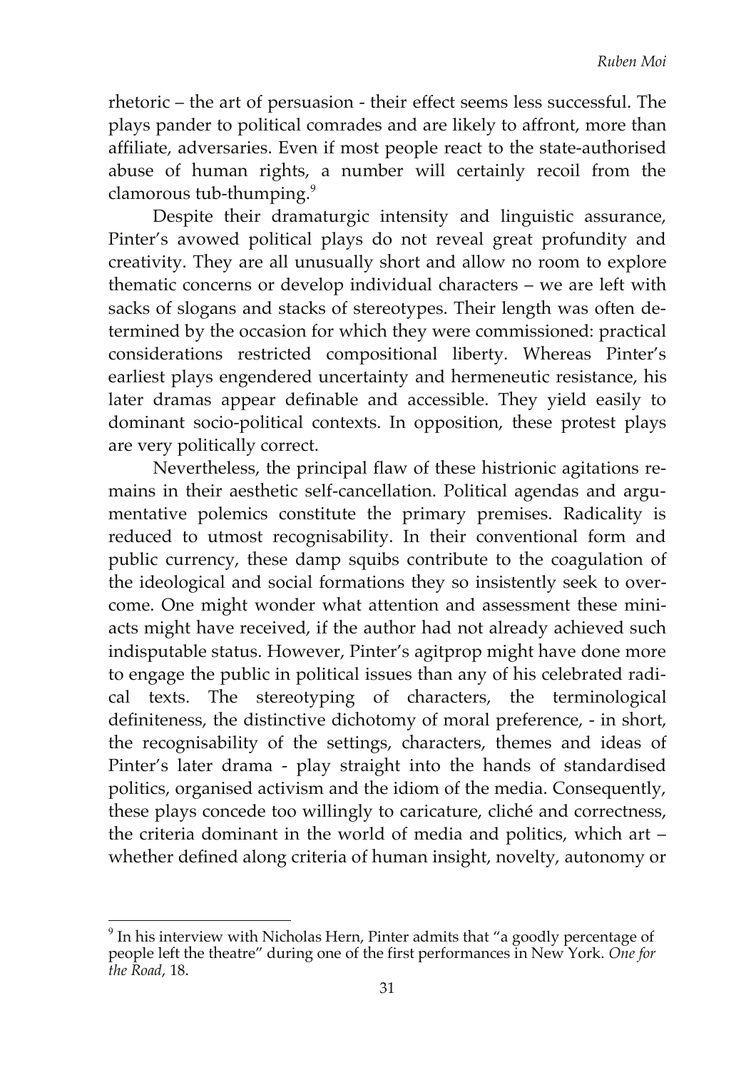rhetoric – the art of persuasion - their effect seems less successful. The plays pander to political comrades and are likely to affront, more than affiliate, adversaries. Even if most people react to the state-authorised abuse of human rights, a number will certainly recoil from the clamorous tub-thumping.[9]

Despite their dramaturgic intensity and linguistic assurance, Pinter's avowed political plays do not reveal great profundity and creativity. They are all unusually short and allow no room to explore thematic concerns or develop individual characters – we are left with sacks of slogans and stacks of stereotypes. Their length was often determined by the occasion for which they were commissioned: practical considerations restricted compositional liberty. Whereas Pinter's earliest plays engendered uncertainty and hermeneutic resistance, his later dramas appear definable and accessible. They yield easily to dominant socio-political contexts. In opposition, these protest plays are very politically correct.

Nevertheless, the principal flaw of these histrionic agitations remains in their aesthetic self-cancellation. Political agendas and argumentative polemics constitute the primary premises. Radicality is reduced to utmost recognisability. In their conventional form and public currency, these damp squibs contribute to the coagulation of the ideological and social formations they so insistently seek to overcome. One might wonder what attention and assessment these mini-acts might have received, if the author had not already achieved such indisputable status. However, Pinter's agitprop might have done more to engage the public in political issues than any of his celebrated radical texts. The stereotyping of characters, the terminological definiteness, the distinctive dichotomy of moral preference, - in short, the recognisability of the settings, characters, themes and ideas of Pinter's later drama - play straight into the hands of standardised politics, organised activism and the idiom of the media. Consequently, these plays concede too willingly to caricature, cliché and correctness, the criteria dominant in the world of media and politics, which art – whether defined along criteria of human insight, novelty, autonomy or

[9] In his interview with Nicholas Hern, Pinter admits that "a goodly percentage of people left the theatre" during one of the first performances in New York. *One for the Road*, 18.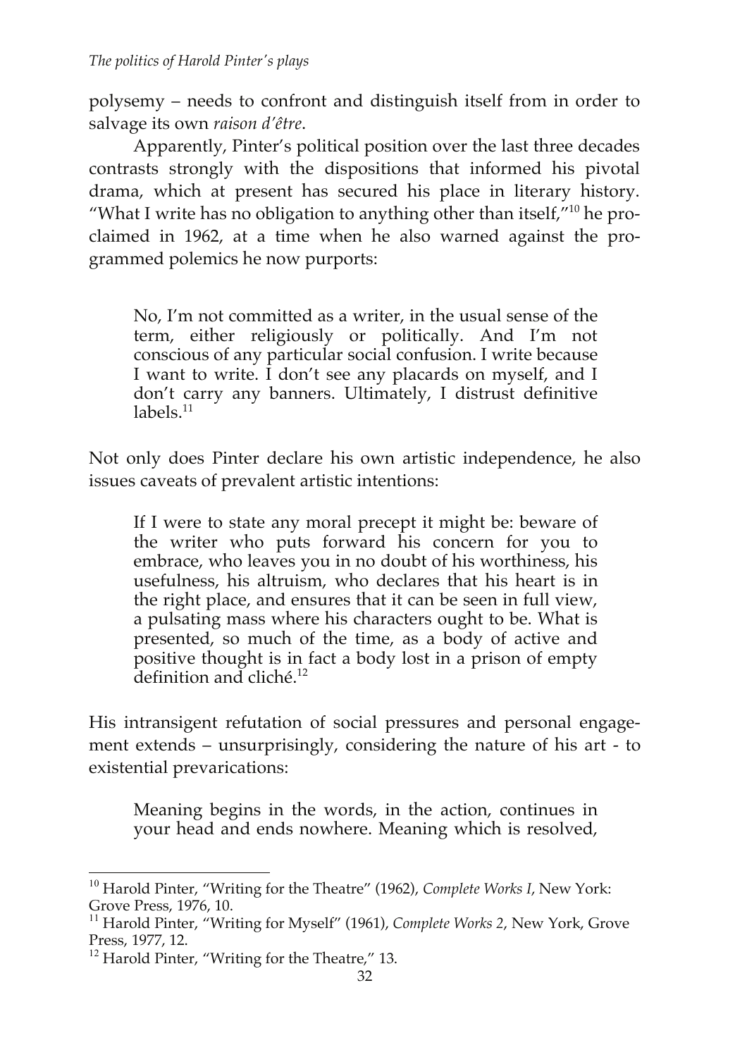polysemy – needs to confront and distinguish itself from in order to salvage its own *raison d'être*.

Apparently, Pinter's political position over the last three decades contrasts strongly with the dispositions that informed his pivotal drama, which at present has secured his place in literary history. "What I write has no obligation to anything other than itself,"[10] he proclaimed in 1962, at a time when he also warned against the programmed polemics he now purports:

> No, I'm not committed as a writer, in the usual sense of the term, either religiously or politically. And I'm not conscious of any particular social confusion. I write because I want to write. I don't see any placards on myself, and I don't carry any banners. Ultimately, I distrust definitive labels.[11]

Not only does Pinter declare his own artistic independence, he also issues caveats of prevalent artistic intentions:

> If I were to state any moral precept it might be: beware of the writer who puts forward his concern for you to embrace, who leaves you in no doubt of his worthiness, his usefulness, his altruism, who declares that his heart is in the right place, and ensures that it can be seen in full view, a pulsating mass where his characters ought to be. What is presented, so much of the time, as a body of active and positive thought is in fact a body lost in a prison of empty definition and cliché.[12]

His intransigent refutation of social pressures and personal engagement extends – unsurprisingly, considering the nature of his art - to existential prevarications:

> Meaning begins in the words, in the action, continues in your head and ends nowhere. Meaning which is resolved,

---

[10] Harold Pinter, "Writing for the Theatre" (1962), *Complete Works I*, New York: Grove Press, 1976, 10.

[11] Harold Pinter, "Writing for Myself" (1961), *Complete Works 2*, New York, Grove Press, 1977, 12.

[12] Harold Pinter, "Writing for the Theatre," 13.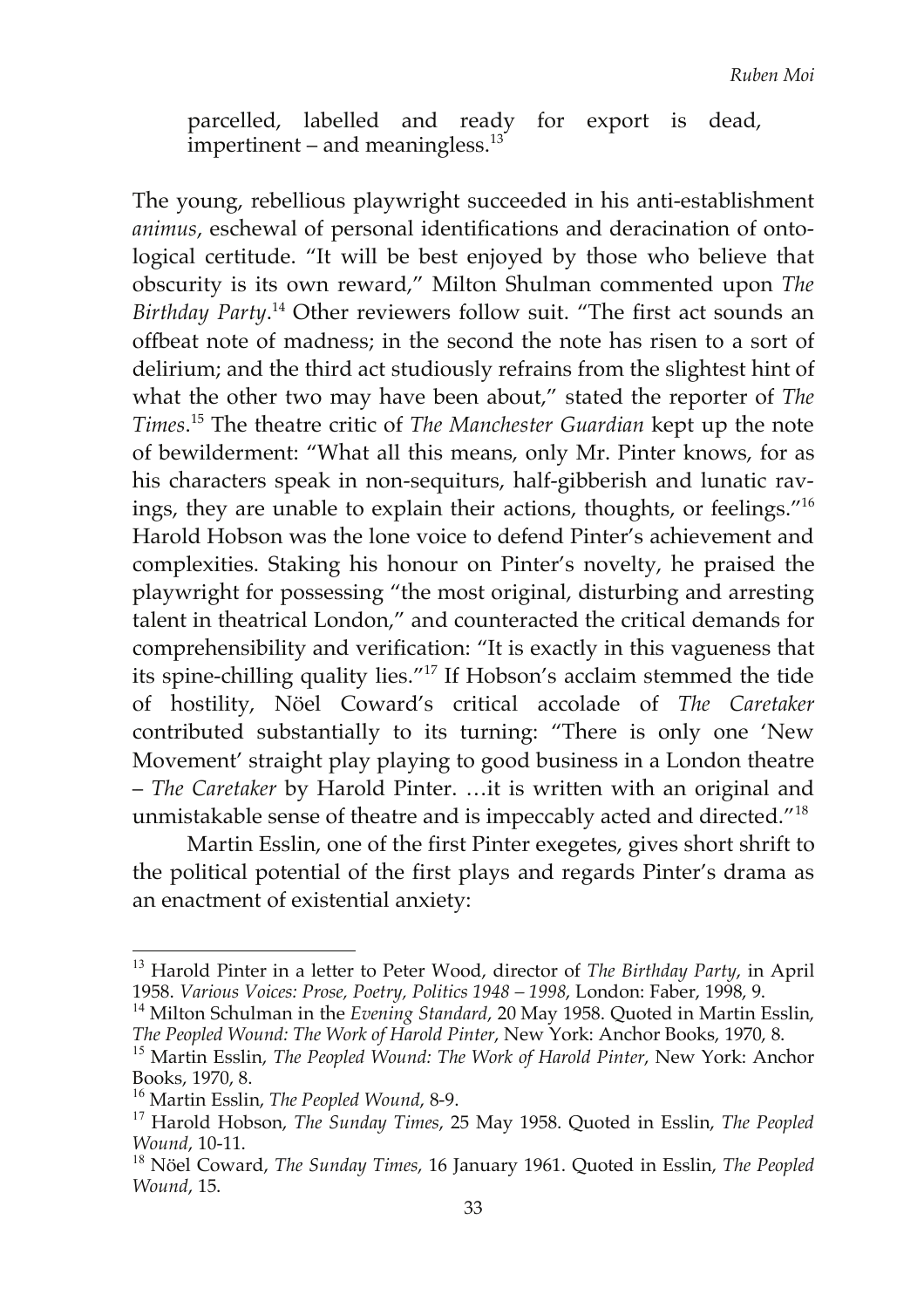parcelled, labelled and ready for export is dead, impertinent – and meaningless.[13]

The young, rebellious playwright succeeded in his anti-establishment *animus*, eschewal of personal identifications and deracination of ontological certitude. "It will be best enjoyed by those who believe that obscurity is its own reward," Milton Shulman commented upon *The Birthday Party*.[14] Other reviewers follow suit. "The first act sounds an offbeat note of madness; in the second the note has risen to a sort of delirium; and the third act studiously refrains from the slightest hint of what the other two may have been about," stated the reporter of *The Times*.[15] The theatre critic of *The Manchester Guardian* kept up the note of bewilderment: "What all this means, only Mr. Pinter knows, for as his characters speak in non-sequiturs, half-gibberish and lunatic ravings, they are unable to explain their actions, thoughts, or feelings."[16] Harold Hobson was the lone voice to defend Pinter's achievement and complexities. Staking his honour on Pinter's novelty, he praised the playwright for possessing "the most original, disturbing and arresting talent in theatrical London," and counteracted the critical demands for comprehensibility and verification: "It is exactly in this vagueness that its spine-chilling quality lies."[17] If Hobson's acclaim stemmed the tide of hostility, Nöel Coward's critical accolade of *The Caretaker* contributed substantially to its turning: "There is only one 'New Movement' straight play playing to good business in a London theatre – *The Caretaker* by Harold Pinter. …it is written with an original and unmistakable sense of theatre and is impeccably acted and directed."[18]

Martin Esslin, one of the first Pinter exegetes, gives short shrift to the political potential of the first plays and regards Pinter's drama as an enactment of existential anxiety:

---

[13] Harold Pinter in a letter to Peter Wood, director of *The Birthday Party*, in April 1958. *Various Voices: Prose, Poetry, Politics 1948 – 1998*, London: Faber, 1998, 9.

[14] Milton Schulman in the *Evening Standard*, 20 May 1958. Quoted in Martin Esslin, *The Peopled Wound: The Work of Harold Pinter*, New York: Anchor Books, 1970, 8.

[15] Martin Esslin, *The Peopled Wound: The Work of Harold Pinter*, New York: Anchor Books, 1970, 8.

[16] Martin Esslin, *The Peopled Wound*, 8-9.

[17] Harold Hobson, *The Sunday Times*, 25 May 1958. Quoted in Esslin, *The Peopled Wound*, 10-11.

[18] Nöel Coward, *The Sunday Times*, 16 January 1961. Quoted in Esslin, *The Peopled Wound*, 15.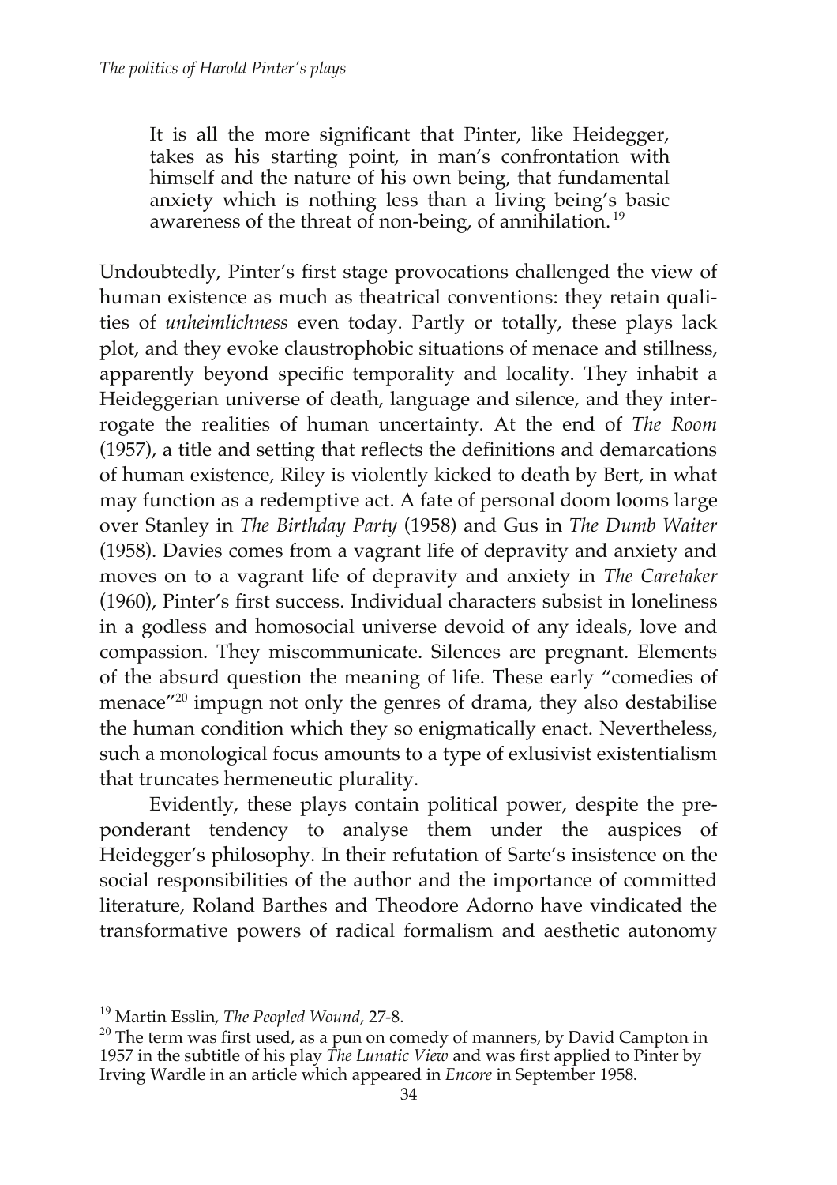> It is all the more significant that Pinter, like Heidegger, takes as his starting point, in man's confrontation with himself and the nature of his own being, that fundamental anxiety which is nothing less than a living being's basic awareness of the threat of non-being, of annihilation.[19]

Undoubtedly, Pinter's first stage provocations challenged the view of human existence as much as theatrical conventions: they retain qualities of *unheimlichness* even today. Partly or totally, these plays lack plot, and they evoke claustrophobic situations of menace and stillness, apparently beyond specific temporality and locality. They inhabit a Heideggerian universe of death, language and silence, and they interrogate the realities of human uncertainty. At the end of *The Room* (1957), a title and setting that reflects the definitions and demarcations of human existence, Riley is violently kicked to death by Bert, in what may function as a redemptive act. A fate of personal doom looms large over Stanley in *The Birthday Party* (1958) and Gus in *The Dumb Waiter* (1958). Davies comes from a vagrant life of depravity and anxiety and moves on to a vagrant life of depravity and anxiety in *The Caretaker* (1960), Pinter's first success. Individual characters subsist in loneliness in a godless and homosocial universe devoid of any ideals, love and compassion. They miscommunicate. Silences are pregnant. Elements of the absurd question the meaning of life. These early "comedies of menace"[20] impugn not only the genres of drama, they also destabilise the human condition which they so enigmatically enact. Nevertheless, such a monological focus amounts to a type of exlusivist existentialism that truncates hermeneutic plurality.

Evidently, these plays contain political power, despite the preponderant tendency to analyse them under the auspices of Heidegger's philosophy. In their refutation of Sarte's insistence on the social responsibilities of the author and the importance of committed literature, Roland Barthes and Theodore Adorno have vindicated the transformative powers of radical formalism and aesthetic autonomy

---

[19] Martin Esslin, *The Peopled Wound*, 27-8.

[20] The term was first used, as a pun on comedy of manners, by David Campton in 1957 in the subtitle of his play *The Lunatic View* and was first applied to Pinter by Irving Wardle in an article which appeared in *Encore* in September 1958.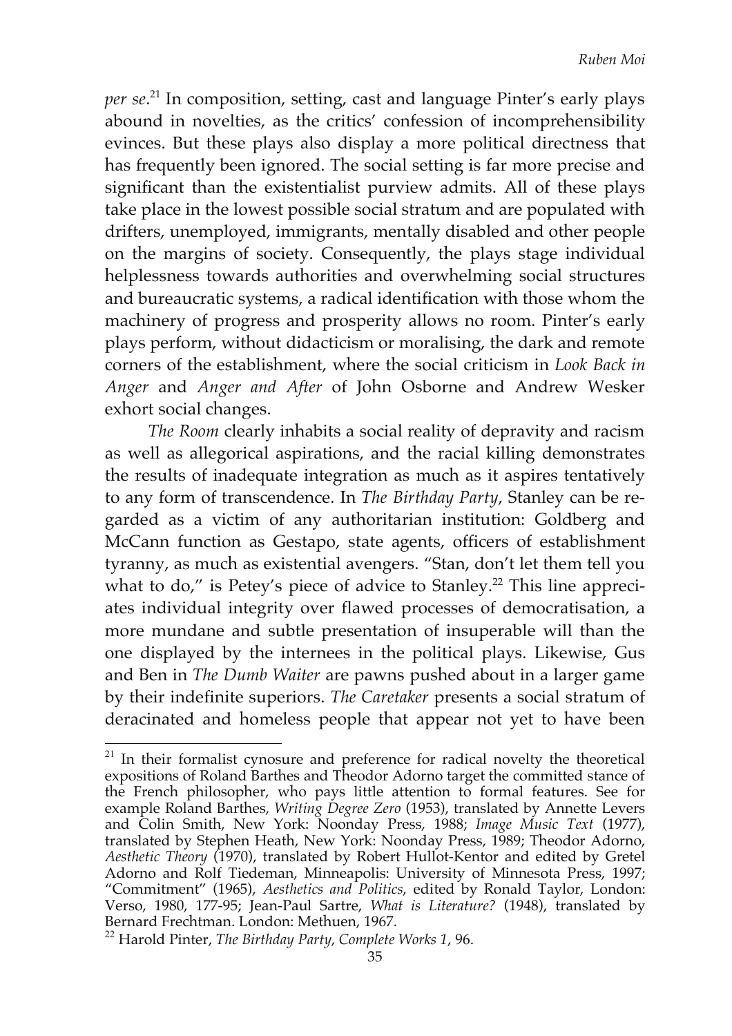*per se*.[21] In composition, setting, cast and language Pinter's early plays abound in novelties, as the critics' confession of incomprehensibility evinces. But these plays also display a more political directness that has frequently been ignored. The social setting is far more precise and significant than the existentialist purview admits. All of these plays take place in the lowest possible social stratum and are populated with drifters, unemployed, immigrants, mentally disabled and other people on the margins of society. Consequently, the plays stage individual helplessness towards authorities and overwhelming social structures and bureaucratic systems, a radical identification with those whom the machinery of progress and prosperity allows no room. Pinter's early plays perform, without didacticism or moralising, the dark and remote corners of the establishment, where the social criticism in *Look Back in Anger* and *Anger and After* of John Osborne and Andrew Wesker exhort social changes.

*The Room* clearly inhabits a social reality of depravity and racism as well as allegorical aspirations, and the racial killing demonstrates the results of inadequate integration as much as it aspires tentatively to any form of transcendence. In *The Birthday Party*, Stanley can be regarded as a victim of any authoritarian institution: Goldberg and McCann function as Gestapo, state agents, officers of establishment tyranny, as much as existential avengers. "Stan, don't let them tell you what to do," is Petey's piece of advice to Stanley.[22] This line appreciates individual integrity over flawed processes of democratisation, a more mundane and subtle presentation of insuperable will than the one displayed by the internees in the political plays. Likewise, Gus and Ben in *The Dumb Waiter* are pawns pushed about in a larger game by their indefinite superiors. *The Caretaker* presents a social stratum of deracinated and homeless people that appear not yet to have been

---

[21] In their formalist cynosure and preference for radical novelty the theoretical expositions of Roland Barthes and Theodor Adorno target the committed stance of the French philosopher, who pays little attention to formal features. See for example Roland Barthes, *Writing Degree Zero* (1953), translated by Annette Levers and Colin Smith, New York: Noonday Press, 1988; *Image Music Text* (1977), translated by Stephen Heath, New York: Noonday Press, 1989; Theodor Adorno, *Aesthetic Theory* (1970), translated by Robert Hullot-Kentor and edited by Gretel Adorno and Rolf Tiedeman, Minneapolis: University of Minnesota Press, 1997; "Commitment" (1965), *Aesthetics and Politics*, edited by Ronald Taylor, London: Verso, 1980, 177-95; Jean-Paul Sartre, *What is Literature?* (1948), translated by Bernard Frechtman. London: Methuen, 1967.

[22] Harold Pinter, *The Birthday Party*, *Complete Works 1*, 96.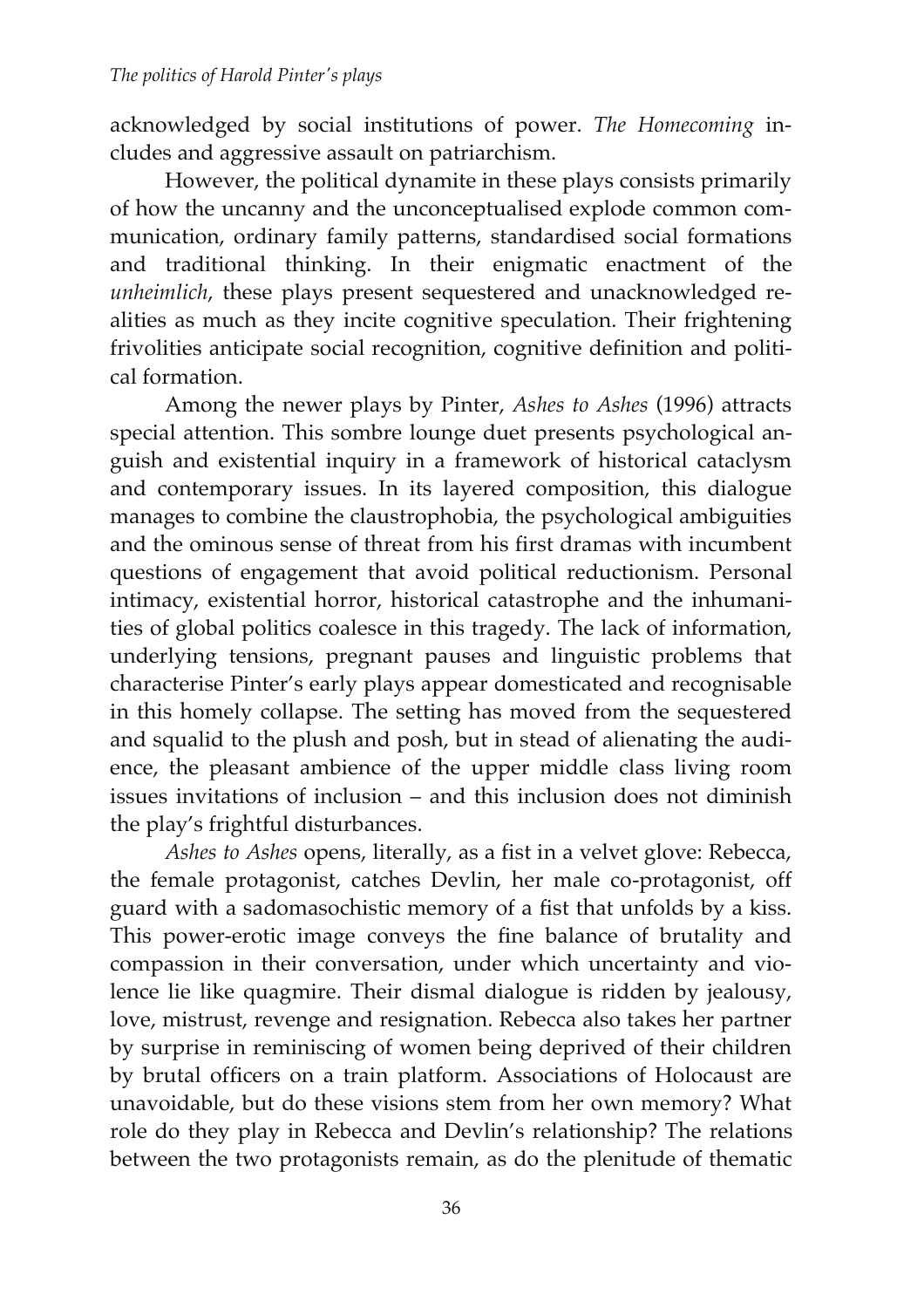acknowledged by social institutions of power. *The Homecoming* includes and aggressive assault on patriarchism.

However, the political dynamite in these plays consists primarily of how the uncanny and the unconceptualised explode common communication, ordinary family patterns, standardised social formations and traditional thinking. In their enigmatic enactment of the *unheimlich*, these plays present sequestered and unacknowledged realities as much as they incite cognitive speculation. Their frightening frivolities anticipate social recognition, cognitive definition and political formation.

Among the newer plays by Pinter, *Ashes to Ashes* (1996) attracts special attention. This sombre lounge duet presents psychological anguish and existential inquiry in a framework of historical cataclysm and contemporary issues. In its layered composition, this dialogue manages to combine the claustrophobia, the psychological ambiguities and the ominous sense of threat from his first dramas with incumbent questions of engagement that avoid political reductionism. Personal intimacy, existential horror, historical catastrophe and the inhumanities of global politics coalesce in this tragedy. The lack of information, underlying tensions, pregnant pauses and linguistic problems that characterise Pinter's early plays appear domesticated and recognisable in this homely collapse. The setting has moved from the sequestered and squalid to the plush and posh, but in stead of alienating the audience, the pleasant ambience of the upper middle class living room issues invitations of inclusion – and this inclusion does not diminish the play's frightful disturbances.

*Ashes to Ashes* opens, literally, as a fist in a velvet glove: Rebecca, the female protagonist, catches Devlin, her male co-protagonist, off guard with a sadomasochistic memory of a fist that unfolds by a kiss. This power-erotic image conveys the fine balance of brutality and compassion in their conversation, under which uncertainty and violence lie like quagmire. Their dismal dialogue is ridden by jealousy, love, mistrust, revenge and resignation. Rebecca also takes her partner by surprise in reminiscing of women being deprived of their children by brutal officers on a train platform. Associations of Holocaust are unavoidable, but do these visions stem from her own memory? What role do they play in Rebecca and Devlin's relationship? The relations between the two protagonists remain, as do the plenitude of thematic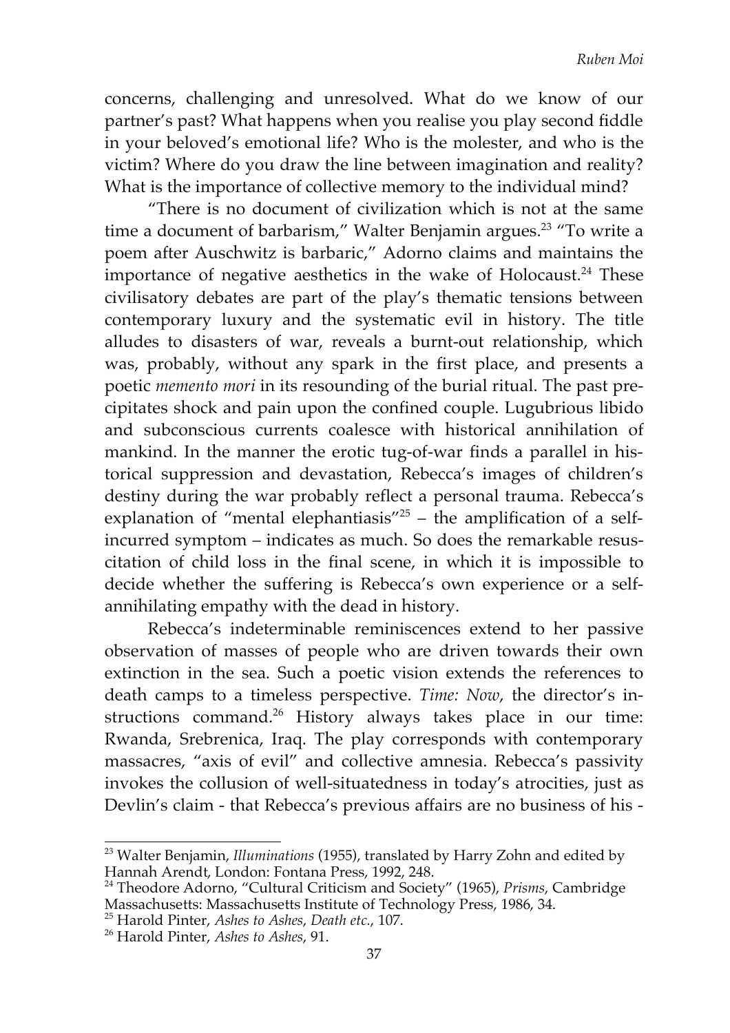concerns, challenging and unresolved. What do we know of our partner's past? What happens when you realise you play second fiddle in your beloved's emotional life? Who is the molester, and who is the victim? Where do you draw the line between imagination and reality? What is the importance of collective memory to the individual mind?

"There is no document of civilization which is not at the same time a document of barbarism," Walter Benjamin argues.[23] "To write a poem after Auschwitz is barbaric," Adorno claims and maintains the importance of negative aesthetics in the wake of Holocaust.[24] These civilisatory debates are part of the play's thematic tensions between contemporary luxury and the systematic evil in history. The title alludes to disasters of war, reveals a burnt-out relationship, which was, probably, without any spark in the first place, and presents a poetic *memento mori* in its resounding of the burial ritual. The past precipitates shock and pain upon the confined couple. Lugubrious libido and subconscious currents coalesce with historical annihilation of mankind. In the manner the erotic tug-of-war finds a parallel in historical suppression and devastation, Rebecca's images of children's destiny during the war probably reflect a personal trauma. Rebecca's explanation of "mental elephantiasis"[25] – the amplification of a self-incurred symptom – indicates as much. So does the remarkable resuscitation of child loss in the final scene, in which it is impossible to decide whether the suffering is Rebecca's own experience or a self-annihilating empathy with the dead in history.

Rebecca's indeterminable reminiscences extend to her passive observation of masses of people who are driven towards their own extinction in the sea. Such a poetic vision extends the references to death camps to a timeless perspective. *Time: Now*, the director's instructions command.[26] History always takes place in our time: Rwanda, Srebrenica, Iraq. The play corresponds with contemporary massacres, "axis of evil" and collective amnesia. Rebecca's passivity invokes the collusion of well-situatedness in today's atrocities, just as Devlin's claim - that Rebecca's previous affairs are no business of his -

---

[23] Walter Benjamin, *Illuminations* (1955), translated by Harry Zohn and edited by Hannah Arendt, London: Fontana Press, 1992, 248.

[24] Theodore Adorno, "Cultural Criticism and Society" (1965), *Prisms*, Cambridge Massachusetts: Massachusetts Institute of Technology Press, 1986, 34.

[25] Harold Pinter, *Ashes to Ashes*, *Death etc.*, 107.

[26] Harold Pinter, *Ashes to Ashes*, 91.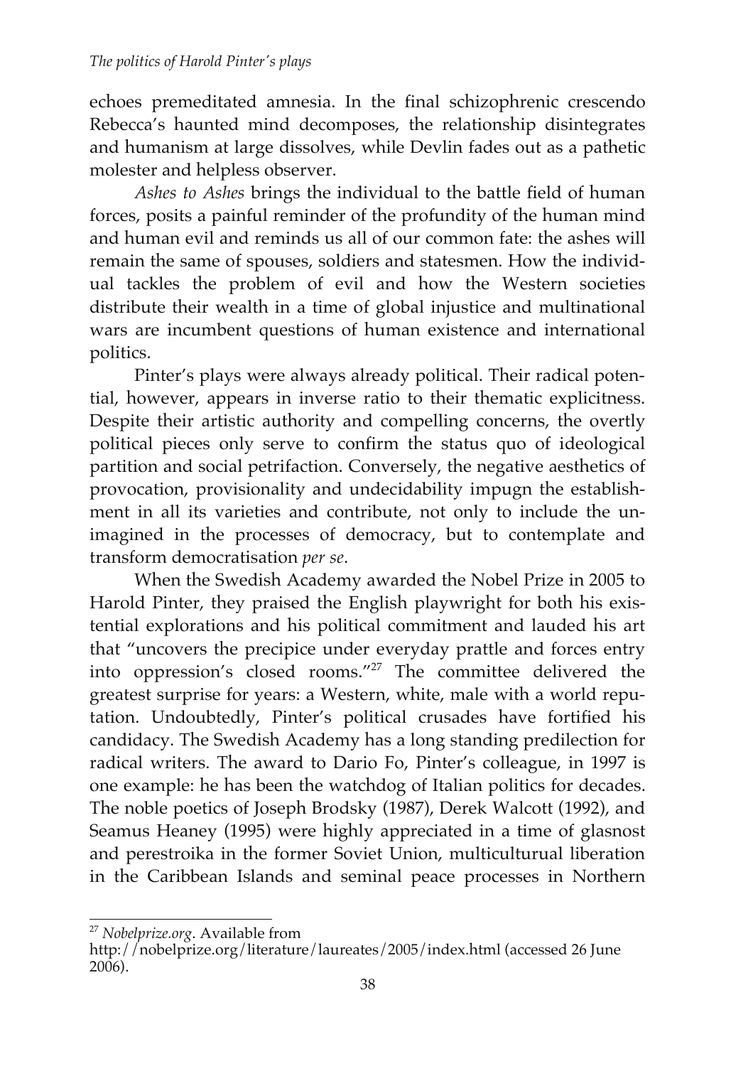echoes premeditated amnesia. In the final schizophrenic crescendo Rebecca's haunted mind decomposes, the relationship disintegrates and humanism at large dissolves, while Devlin fades out as a pathetic molester and helpless observer.

*Ashes to Ashes* brings the individual to the battle field of human forces, posits a painful reminder of the profundity of the human mind and human evil and reminds us all of our common fate: the ashes will remain the same of spouses, soldiers and statesmen. How the individual tackles the problem of evil and how the Western societies distribute their wealth in a time of global injustice and multinational wars are incumbent questions of human existence and international politics.

Pinter's plays were always already political. Their radical potential, however, appears in inverse ratio to their thematic explicitness. Despite their artistic authority and compelling concerns, the overtly political pieces only serve to confirm the status quo of ideological partition and social petrifaction. Conversely, the negative aesthetics of provocation, provisionality and undecidability impugn the establishment in all its varieties and contribute, not only to include the unimagined in the processes of democracy, but to contemplate and transform democratisation *per se*.

When the Swedish Academy awarded the Nobel Prize in 2005 to Harold Pinter, they praised the English playwright for both his existential explorations and his political commitment and lauded his art that "uncovers the precipice under everyday prattle and forces entry into oppression's closed rooms."[27] The committee delivered the greatest surprise for years: a Western, white, male with a world reputation. Undoubtedly, Pinter's political crusades have fortified his candidacy. The Swedish Academy has a long standing predilection for radical writers. The award to Dario Fo, Pinter's colleague, in 1997 is one example: he has been the watchdog of Italian politics for decades. The noble poetics of Joseph Brodsky (1987), Derek Walcott (1992), and Seamus Heaney (1995) were highly appreciated in a time of glasnost and perestroika in the former Soviet Union, multiculturual liberation in the Caribbean Islands and seminal peace processes in Northern

---

[27] *Nobelprize.org*. Available from http://nobelprize.org/literature/laureates/2005/index.html (accessed 26 June 2006).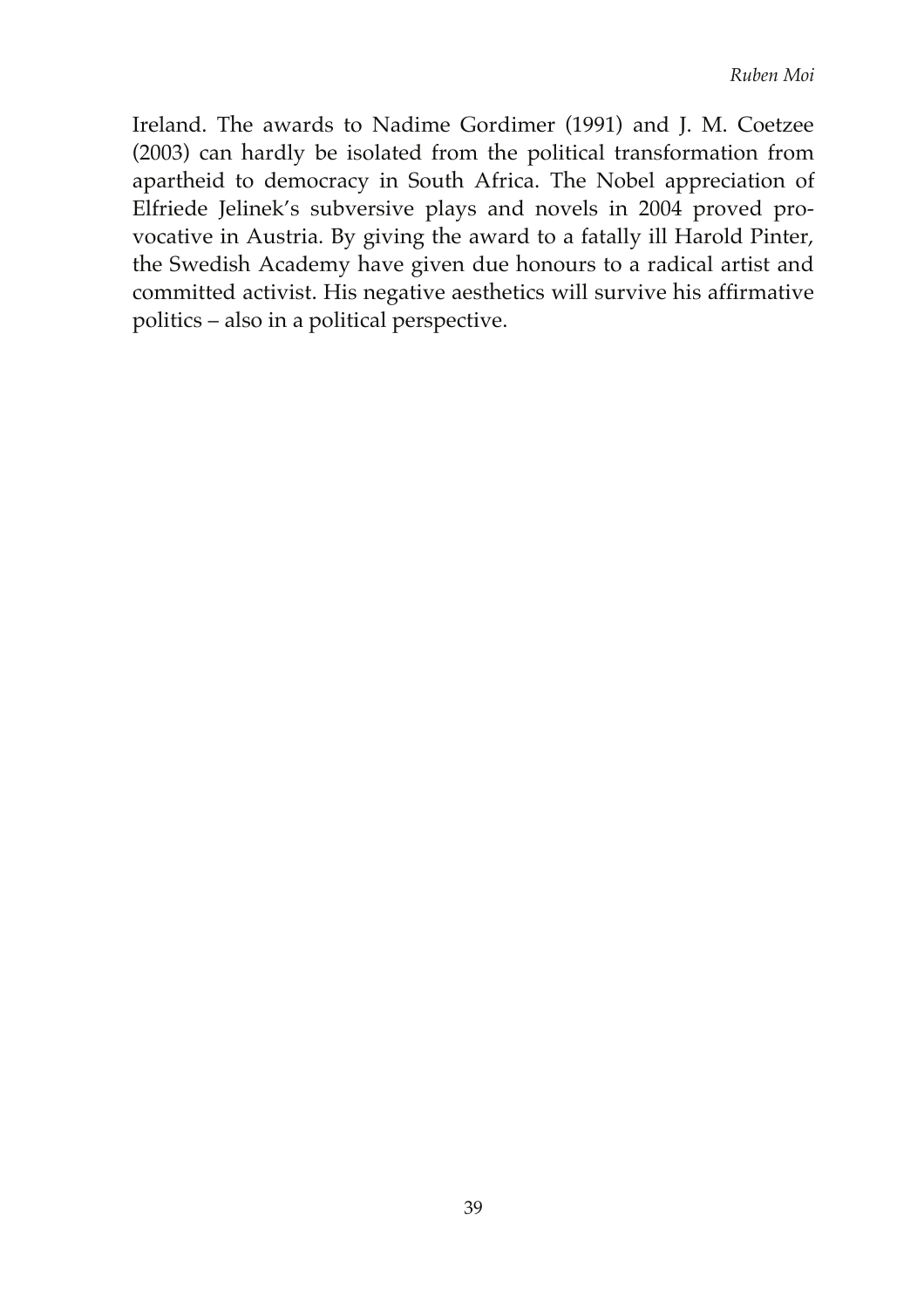Ireland. The awards to Nadime Gordimer (1991) and J. M. Coetzee (2003) can hardly be isolated from the political transformation from apartheid to democracy in South Africa. The Nobel appreciation of Elfriede Jelinek's subversive plays and novels in 2004 proved provocative in Austria. By giving the award to a fatally ill Harold Pinter, the Swedish Academy have given due honours to a radical artist and committed activist. His negative aesthetics will survive his affirmative politics – also in a political perspective.